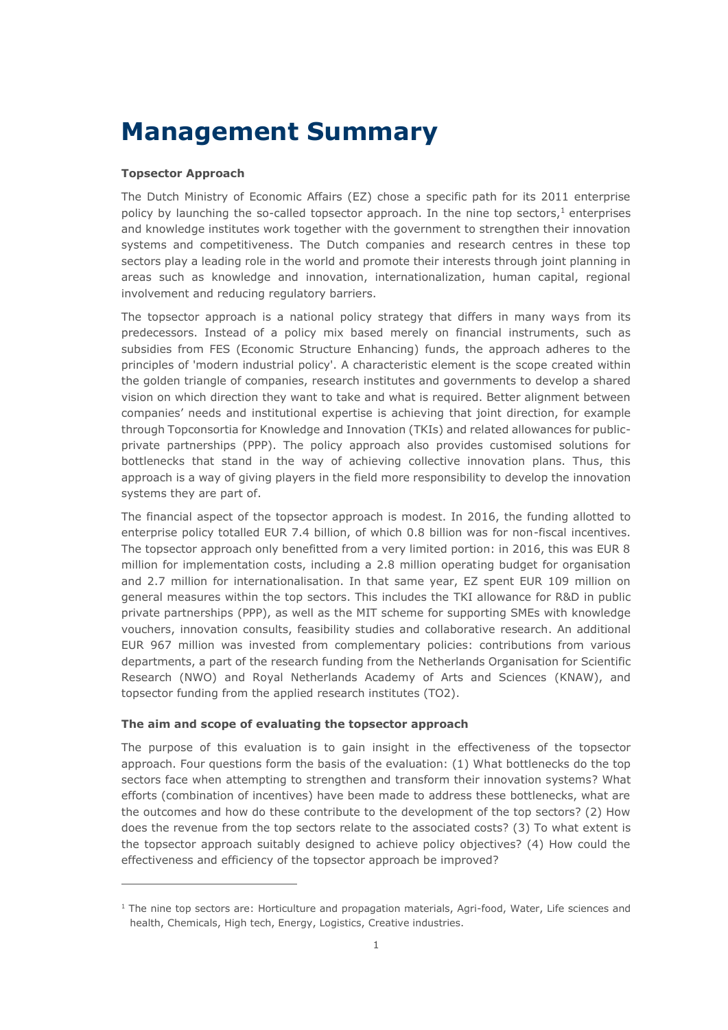# Management Summary

**Topsector Approach**

The Dutch Ministry of Economic Affairs (EZ) chose a specific path for its 2011 enterprise policy by launching the so-called topsector approach. In the nine top sectors,[1] enterprises and knowledge institutes work together with the government to strengthen their innovation systems and competitiveness. The Dutch companies and research centres in these top sectors play a leading role in the world and promote their interests through joint planning in areas such as knowledge and innovation, internationalization, human capital, regional involvement and reducing regulatory barriers.

The topsector approach is a national policy strategy that differs in many ways from its predecessors. Instead of a policy mix based merely on financial instruments, such as subsidies from FES (Economic Structure Enhancing) funds, the approach adheres to the principles of 'modern industrial policy'. A characteristic element is the scope created within the golden triangle of companies, research institutes and governments to develop a shared vision on which direction they want to take and what is required. Better alignment between companies' needs and institutional expertise is achieving that joint direction, for example through Topconsortia for Knowledge and Innovation (TKIs) and related allowances for public-private partnerships (PPP). The policy approach also provides customised solutions for bottlenecks that stand in the way of achieving collective innovation plans. Thus, this approach is a way of giving players in the field more responsibility to develop the innovation systems they are part of.

The financial aspect of the topsector approach is modest. In 2016, the funding allotted to enterprise policy totalled EUR 7.4 billion, of which 0.8 billion was for non-fiscal incentives. The topsector approach only benefitted from a very limited portion: in 2016, this was EUR 8 million for implementation costs, including a 2.8 million operating budget for organisation and 2.7 million for internationalisation. In that same year, EZ spent EUR 109 million on general measures within the top sectors. This includes the TKI allowance for R&D in public private partnerships (PPP), as well as the MIT scheme for supporting SMEs with knowledge vouchers, innovation consults, feasibility studies and collaborative research. An additional EUR 967 million was invested from complementary policies: contributions from various departments, a part of the research funding from the Netherlands Organisation for Scientific Research (NWO) and Royal Netherlands Academy of Arts and Sciences (KNAW), and topsector funding from the applied research institutes (TO2).

**The aim and scope of evaluating the topsector approach**

The purpose of this evaluation is to gain insight in the effectiveness of the topsector approach. Four questions form the basis of the evaluation: (1) What bottlenecks do the top sectors face when attempting to strengthen and transform their innovation systems? What efforts (combination of incentives) have been made to address these bottlenecks, what are the outcomes and how do these contribute to the development of the top sectors? (2) How does the revenue from the top sectors relate to the associated costs? (3) To what extent is the topsector approach suitably designed to achieve policy objectives? (4) How could the effectiveness and efficiency of the topsector approach be improved?

---

[1] The nine top sectors are: Horticulture and propagation materials, Agri-food, Water, Life sciences and health, Chemicals, High tech, Energy, Logistics, Creative industries.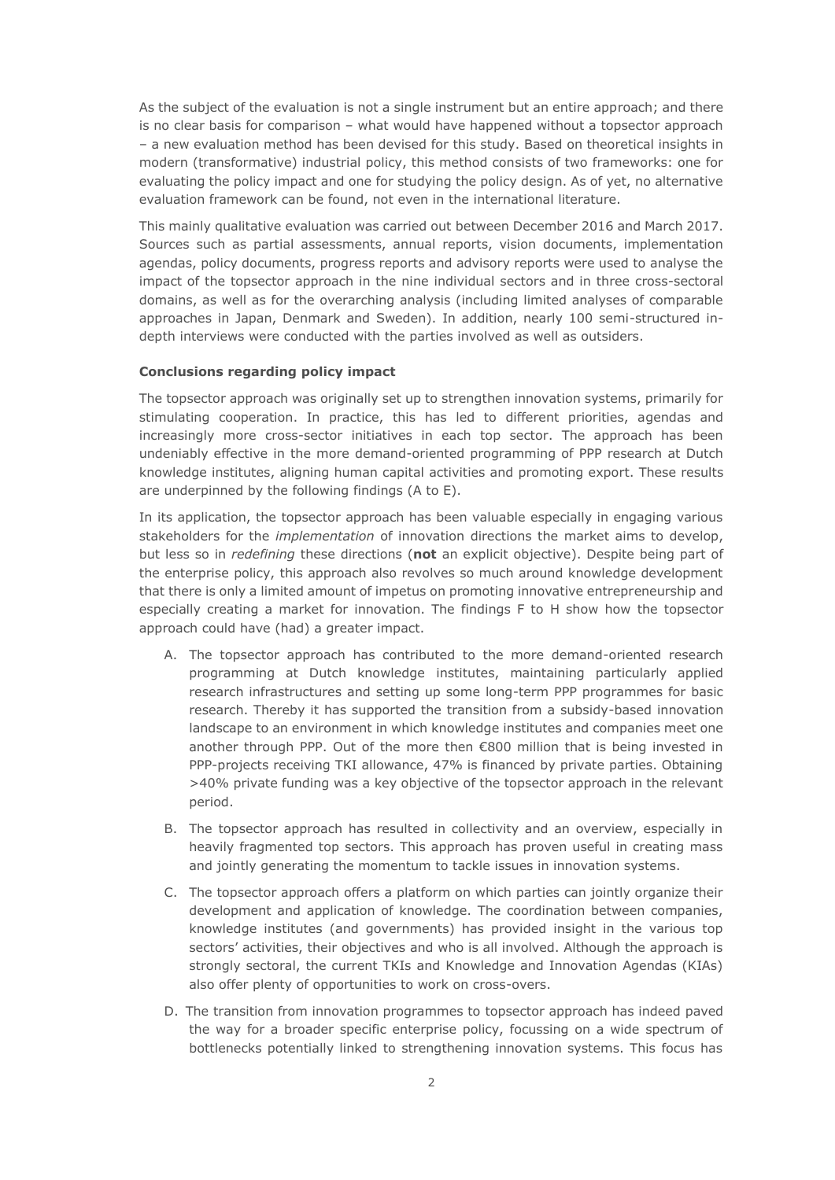As the subject of the evaluation is not a single instrument but an entire approach; and there is no clear basis for comparison – what would have happened without a topsector approach – a new evaluation method has been devised for this study. Based on theoretical insights in modern (transformative) industrial policy, this method consists of two frameworks: one for evaluating the policy impact and one for studying the policy design. As of yet, no alternative evaluation framework can be found, not even in the international literature.

This mainly qualitative evaluation was carried out between December 2016 and March 2017. Sources such as partial assessments, annual reports, vision documents, implementation agendas, policy documents, progress reports and advisory reports were used to analyse the impact of the topsector approach in the nine individual sectors and in three cross-sectoral domains, as well as for the overarching analysis (including limited analyses of comparable approaches in Japan, Denmark and Sweden). In addition, nearly 100 semi-structured in-depth interviews were conducted with the parties involved as well as outsiders.

**Conclusions regarding policy impact**

The topsector approach was originally set up to strengthen innovation systems, primarily for stimulating cooperation. In practice, this has led to different priorities, agendas and increasingly more cross-sector initiatives in each top sector. The approach has been undeniably effective in the more demand-oriented programming of PPP research at Dutch knowledge institutes, aligning human capital activities and promoting export. These results are underpinned by the following findings (A to E).

In its application, the topsector approach has been valuable especially in engaging various stakeholders for the *implementation* of innovation directions the market aims to develop, but less so in *redefining* these directions (**not** an explicit objective). Despite being part of the enterprise policy, this approach also revolves so much around knowledge development that there is only a limited amount of impetus on promoting innovative entrepreneurship and especially creating a market for innovation. The findings F to H show how the topsector approach could have (had) a greater impact.

A. The topsector approach has contributed to the more demand-oriented research programming at Dutch knowledge institutes, maintaining particularly applied research infrastructures and setting up some long-term PPP programmes for basic research. Thereby it has supported the transition from a subsidy-based innovation landscape to an environment in which knowledge institutes and companies meet one another through PPP. Out of the more then €800 million that is being invested in PPP-projects receiving TKI allowance, 47% is financed by private parties. Obtaining >40% private funding was a key objective of the topsector approach in the relevant period.

B. The topsector approach has resulted in collectivity and an overview, especially in heavily fragmented top sectors. This approach has proven useful in creating mass and jointly generating the momentum to tackle issues in innovation systems.

C. The topsector approach offers a platform on which parties can jointly organize their development and application of knowledge. The coordination between companies, knowledge institutes (and governments) has provided insight in the various top sectors' activities, their objectives and who is all involved. Although the approach is strongly sectoral, the current TKIs and Knowledge and Innovation Agendas (KIAs) also offer plenty of opportunities to work on cross-overs.

D. The transition from innovation programmes to topsector approach has indeed paved the way for a broader specific enterprise policy, focussing on a wide spectrum of bottlenecks potentially linked to strengthening innovation systems. This focus has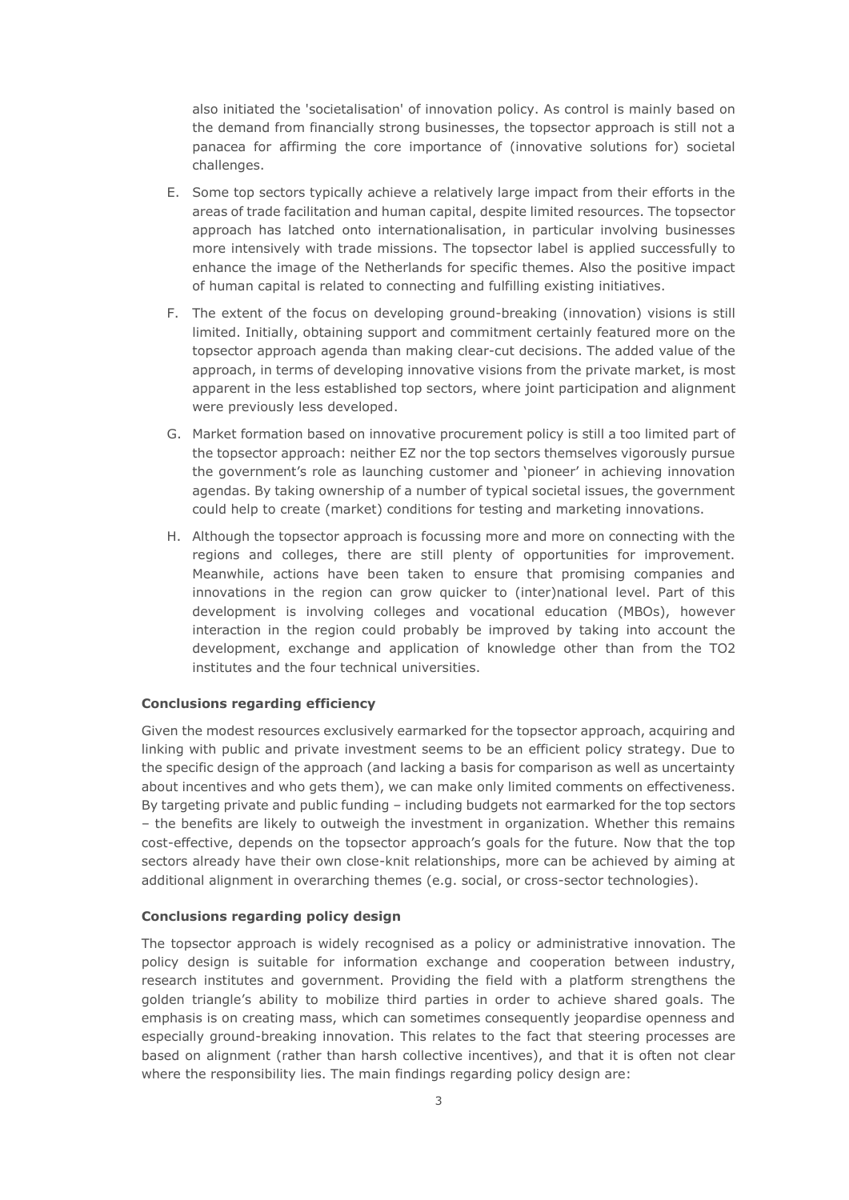also initiated the 'societalisation' of innovation policy. As control is mainly based on the demand from financially strong businesses, the topsector approach is still not a panacea for affirming the core importance of (innovative solutions for) societal challenges.

E. Some top sectors typically achieve a relatively large impact from their efforts in the areas of trade facilitation and human capital, despite limited resources. The topsector approach has latched onto internationalisation, in particular involving businesses more intensively with trade missions. The topsector label is applied successfully to enhance the image of the Netherlands for specific themes. Also the positive impact of human capital is related to connecting and fulfilling existing initiatives.

F. The extent of the focus on developing ground-breaking (innovation) visions is still limited. Initially, obtaining support and commitment certainly featured more on the topsector approach agenda than making clear-cut decisions. The added value of the approach, in terms of developing innovative visions from the private market, is most apparent in the less established top sectors, where joint participation and alignment were previously less developed.

G. Market formation based on innovative procurement policy is still a too limited part of the topsector approach: neither EZ nor the top sectors themselves vigorously pursue the government's role as launching customer and 'pioneer' in achieving innovation agendas. By taking ownership of a number of typical societal issues, the government could help to create (market) conditions for testing and marketing innovations.

H. Although the topsector approach is focussing more and more on connecting with the regions and colleges, there are still plenty of opportunities for improvement. Meanwhile, actions have been taken to ensure that promising companies and innovations in the region can grow quicker to (inter)national level. Part of this development is involving colleges and vocational education (MBOs), however interaction in the region could probably be improved by taking into account the development, exchange and application of knowledge other than from the TO2 institutes and the four technical universities.

**Conclusions regarding efficiency**

Given the modest resources exclusively earmarked for the topsector approach, acquiring and linking with public and private investment seems to be an efficient policy strategy. Due to the specific design of the approach (and lacking a basis for comparison as well as uncertainty about incentives and who gets them), we can make only limited comments on effectiveness. By targeting private and public funding – including budgets not earmarked for the top sectors – the benefits are likely to outweigh the investment in organization. Whether this remains cost-effective, depends on the topsector approach's goals for the future. Now that the top sectors already have their own close-knit relationships, more can be achieved by aiming at additional alignment in overarching themes (e.g. social, or cross-sector technologies).

**Conclusions regarding policy design**

The topsector approach is widely recognised as a policy or administrative innovation. The policy design is suitable for information exchange and cooperation between industry, research institutes and government. Providing the field with a platform strengthens the golden triangle's ability to mobilize third parties in order to achieve shared goals. The emphasis is on creating mass, which can sometimes consequently jeopardise openness and especially ground-breaking innovation. This relates to the fact that steering processes are based on alignment (rather than harsh collective incentives), and that it is often not clear where the responsibility lies. The main findings regarding policy design are: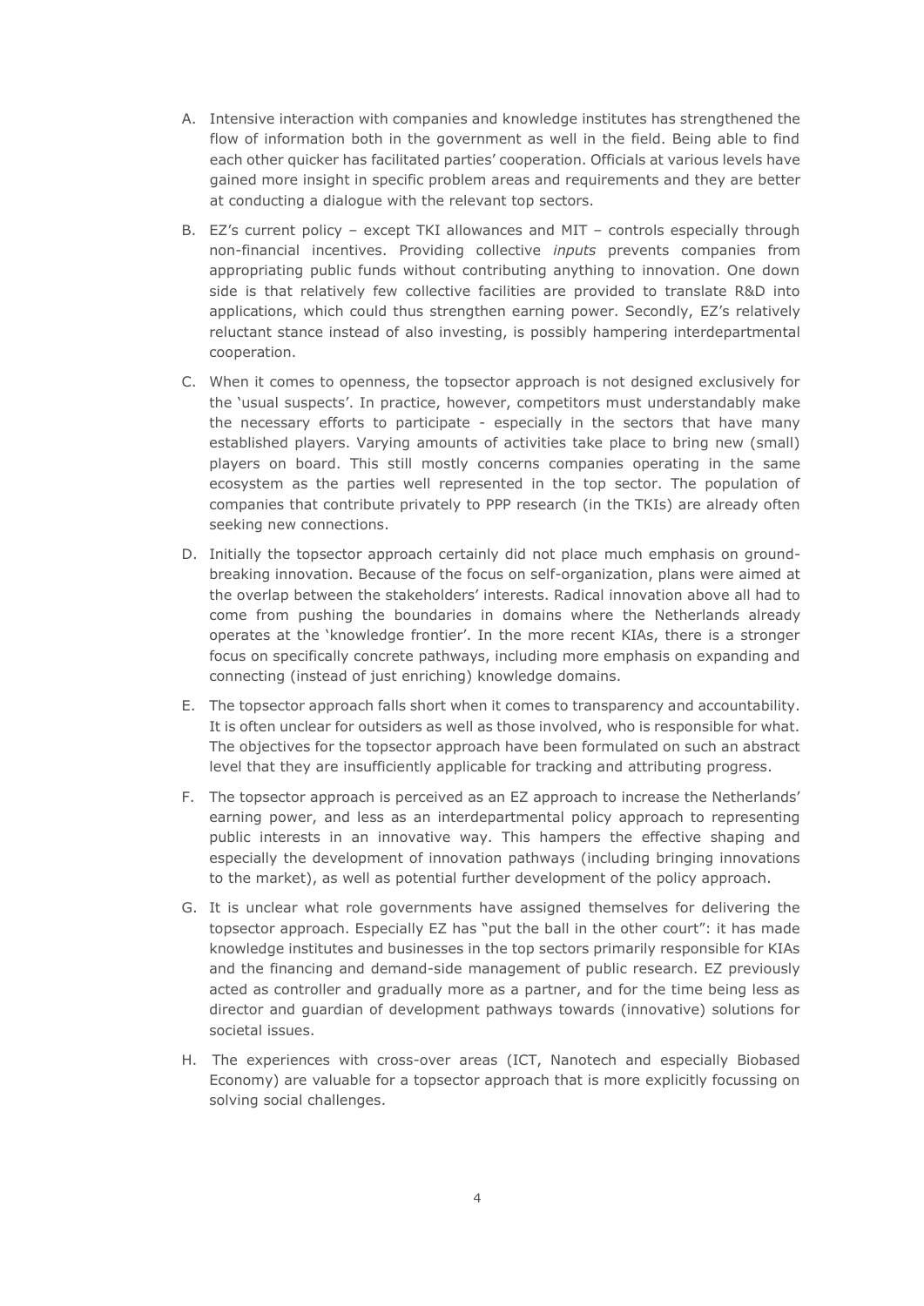A. Intensive interaction with companies and knowledge institutes has strengthened the flow of information both in the government as well in the field. Being able to find each other quicker has facilitated parties' cooperation. Officials at various levels have gained more insight in specific problem areas and requirements and they are better at conducting a dialogue with the relevant top sectors.

B. EZ's current policy – except TKI allowances and MIT – controls especially through non-financial incentives. Providing collective *inputs* prevents companies from appropriating public funds without contributing anything to innovation. One down side is that relatively few collective facilities are provided to translate R&D into applications, which could thus strengthen earning power. Secondly, EZ's relatively reluctant stance instead of also investing, is possibly hampering interdepartmental cooperation.

C. When it comes to openness, the topsector approach is not designed exclusively for the 'usual suspects'. In practice, however, competitors must understandably make the necessary efforts to participate - especially in the sectors that have many established players. Varying amounts of activities take place to bring new (small) players on board. This still mostly concerns companies operating in the same ecosystem as the parties well represented in the top sector. The population of companies that contribute privately to PPP research (in the TKIs) are already often seeking new connections.

D. Initially the topsector approach certainly did not place much emphasis on ground-breaking innovation. Because of the focus on self-organization, plans were aimed at the overlap between the stakeholders' interests. Radical innovation above all had to come from pushing the boundaries in domains where the Netherlands already operates at the 'knowledge frontier'. In the more recent KIAs, there is a stronger focus on specifically concrete pathways, including more emphasis on expanding and connecting (instead of just enriching) knowledge domains.

E. The topsector approach falls short when it comes to transparency and accountability. It is often unclear for outsiders as well as those involved, who is responsible for what. The objectives for the topsector approach have been formulated on such an abstract level that they are insufficiently applicable for tracking and attributing progress.

F. The topsector approach is perceived as an EZ approach to increase the Netherlands' earning power, and less as an interdepartmental policy approach to representing public interests in an innovative way. This hampers the effective shaping and especially the development of innovation pathways (including bringing innovations to the market), as well as potential further development of the policy approach.

G. It is unclear what role governments have assigned themselves for delivering the topsector approach. Especially EZ has "put the ball in the other court": it has made knowledge institutes and businesses in the top sectors primarily responsible for KIAs and the financing and demand-side management of public research. EZ previously acted as controller and gradually more as a partner, and for the time being less as director and guardian of development pathways towards (innovative) solutions for societal issues.

H. The experiences with cross-over areas (ICT, Nanotech and especially Biobased Economy) are valuable for a topsector approach that is more explicitly focussing on solving social challenges.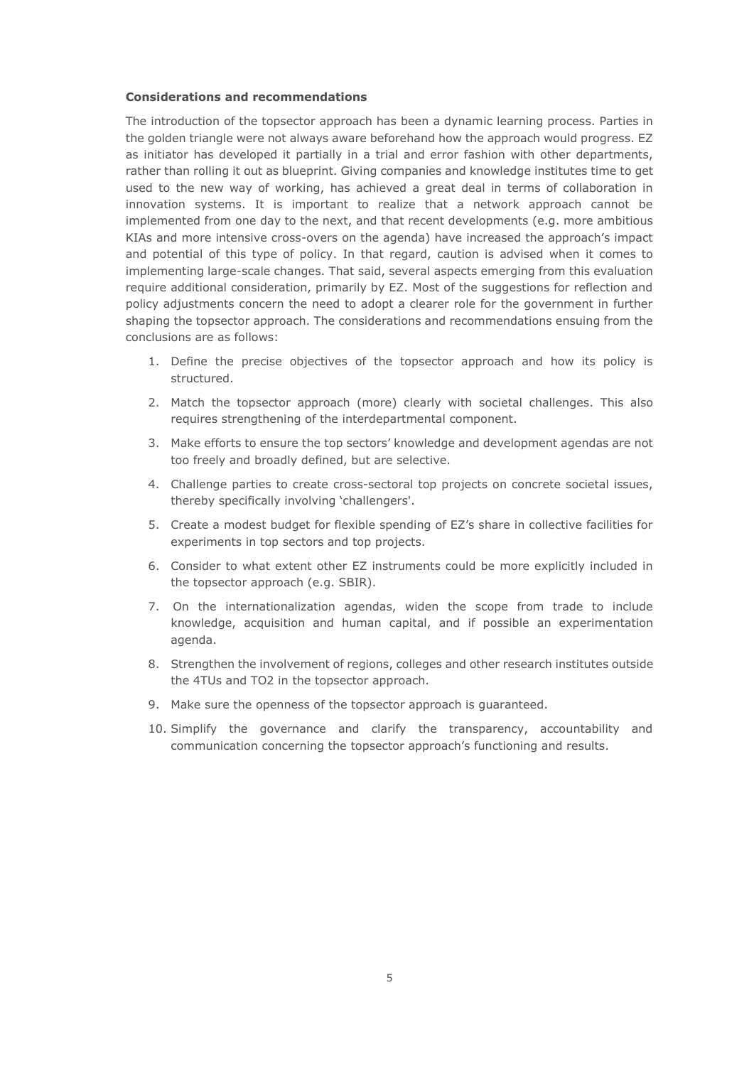**Considerations and recommendations**

The introduction of the topsector approach has been a dynamic learning process. Parties in the golden triangle were not always aware beforehand how the approach would progress. EZ as initiator has developed it partially in a trial and error fashion with other departments, rather than rolling it out as blueprint. Giving companies and knowledge institutes time to get used to the new way of working, has achieved a great deal in terms of collaboration in innovation systems. It is important to realize that a network approach cannot be implemented from one day to the next, and that recent developments (e.g. more ambitious KIAs and more intensive cross-overs on the agenda) have increased the approach's impact and potential of this type of policy. In that regard, caution is advised when it comes to implementing large-scale changes. That said, several aspects emerging from this evaluation require additional consideration, primarily by EZ. Most of the suggestions for reflection and policy adjustments concern the need to adopt a clearer role for the government in further shaping the topsector approach. The considerations and recommendations ensuing from the conclusions are as follows:

1. Define the precise objectives of the topsector approach and how its policy is structured.
2. Match the topsector approach (more) clearly with societal challenges. This also requires strengthening of the interdepartmental component.
3. Make efforts to ensure the top sectors' knowledge and development agendas are not too freely and broadly defined, but are selective.
4. Challenge parties to create cross-sectoral top projects on concrete societal issues, thereby specifically involving 'challengers'.
5. Create a modest budget for flexible spending of EZ's share in collective facilities for experiments in top sectors and top projects.
6. Consider to what extent other EZ instruments could be more explicitly included in the topsector approach (e.g. SBIR).
7. On the internationalization agendas, widen the scope from trade to include knowledge, acquisition and human capital, and if possible an experimentation agenda.
8. Strengthen the involvement of regions, colleges and other research institutes outside the 4TUs and TO2 in the topsector approach.
9. Make sure the openness of the topsector approach is guaranteed.
10. Simplify the governance and clarify the transparency, accountability and communication concerning the topsector approach's functioning and results.